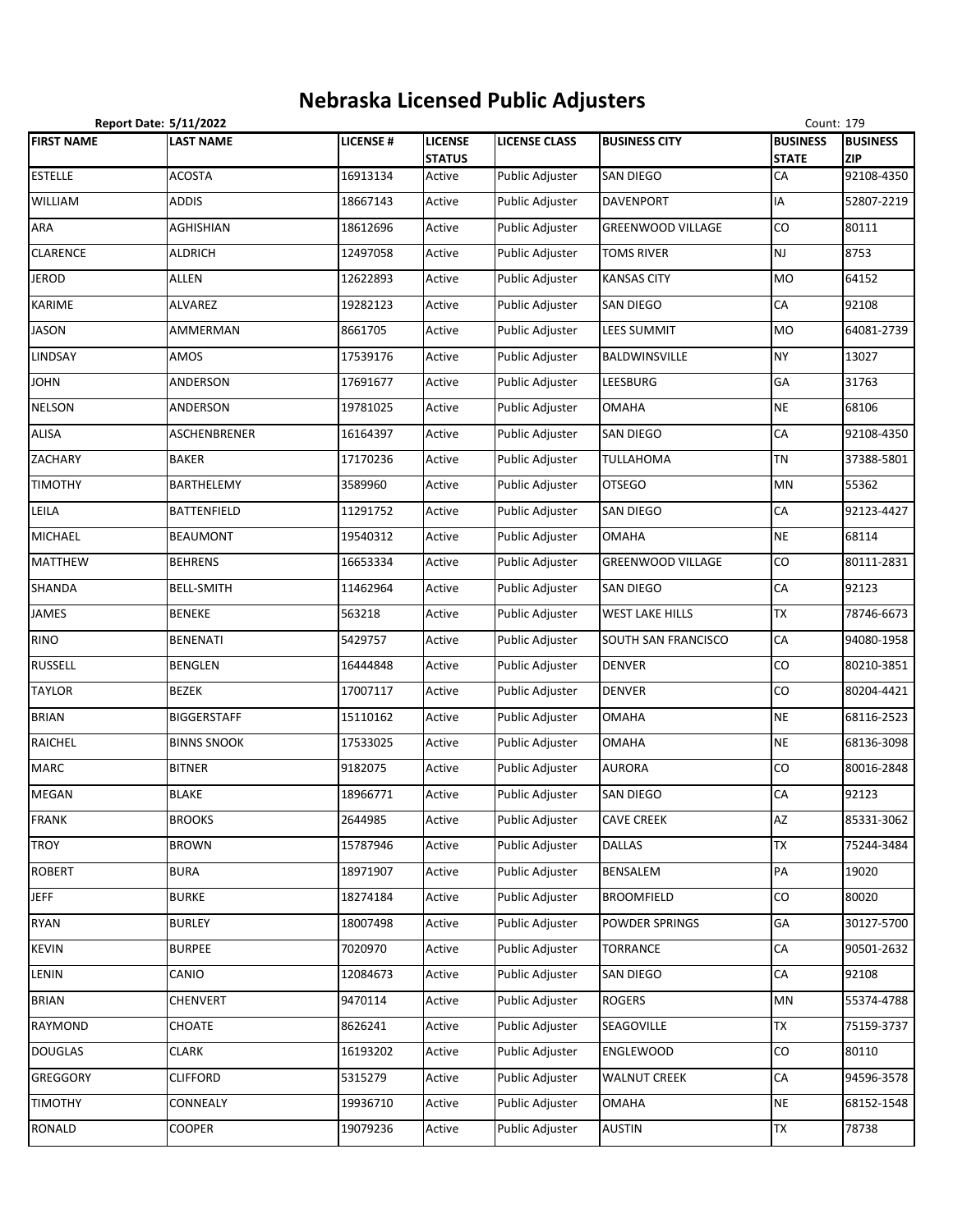# Nebraska Licensed Public Adjusters

**Report Date: 5/11/2022**

Count: 179

| FIRST NAME | LAST NAME | LICENSE # | LICENSE STATUS | LICENSE CLASS | BUSINESS CITY | BUSINESS STATE | BUSINESS ZIP |
|---|---|---|---|---|---|---|---|
| ESTELLE | ACOSTA | 16913134 | Active | Public Adjuster | SAN DIEGO | CA | 92108-4350 |
| WILLIAM | ADDIS | 18667143 | Active | Public Adjuster | DAVENPORT | IA | 52807-2219 |
| ARA | AGHISHIAN | 18612696 | Active | Public Adjuster | GREENWOOD VILLAGE | CO | 80111 |
| CLARENCE | ALDRICH | 12497058 | Active | Public Adjuster | TOMS RIVER | NJ | 8753 |
| JEROD | ALLEN | 12622893 | Active | Public Adjuster | KANSAS CITY | MO | 64152 |
| KARIME | ALVAREZ | 19282123 | Active | Public Adjuster | SAN DIEGO | CA | 92108 |
| JASON | AMMERMAN | 8661705 | Active | Public Adjuster | LEES SUMMIT | MO | 64081-2739 |
| LINDSAY | AMOS | 17539176 | Active | Public Adjuster | BALDWINSVILLE | NY | 13027 |
| JOHN | ANDERSON | 17691677 | Active | Public Adjuster | LEESBURG | GA | 31763 |
| NELSON | ANDERSON | 19781025 | Active | Public Adjuster | OMAHA | NE | 68106 |
| ALISA | ASCHENBRENER | 16164397 | Active | Public Adjuster | SAN DIEGO | CA | 92108-4350 |
| ZACHARY | BAKER | 17170236 | Active | Public Adjuster | TULLAHOMA | TN | 37388-5801 |
| TIMOTHY | BARTHELEMY | 3589960 | Active | Public Adjuster | OTSEGO | MN | 55362 |
| LEILA | BATTENFIELD | 11291752 | Active | Public Adjuster | SAN DIEGO | CA | 92123-4427 |
| MICHAEL | BEAUMONT | 19540312 | Active | Public Adjuster | OMAHA | NE | 68114 |
| MATTHEW | BEHRENS | 16653334 | Active | Public Adjuster | GREENWOOD VILLAGE | CO | 80111-2831 |
| SHANDA | BELL-SMITH | 11462964 | Active | Public Adjuster | SAN DIEGO | CA | 92123 |
| JAMES | BENEKE | 563218 | Active | Public Adjuster | WEST LAKE HILLS | TX | 78746-6673 |
| RINO | BENENATI | 5429757 | Active | Public Adjuster | SOUTH SAN FRANCISCO | CA | 94080-1958 |
| RUSSELL | BENGLEN | 16444848 | Active | Public Adjuster | DENVER | CO | 80210-3851 |
| TAYLOR | BEZEK | 17007117 | Active | Public Adjuster | DENVER | CO | 80204-4421 |
| BRIAN | BIGGERSTAFF | 15110162 | Active | Public Adjuster | OMAHA | NE | 68116-2523 |
| RAICHEL | BINNS SNOOK | 17533025 | Active | Public Adjuster | OMAHA | NE | 68136-3098 |
| MARC | BITNER | 9182075 | Active | Public Adjuster | AURORA | CO | 80016-2848 |
| MEGAN | BLAKE | 18966771 | Active | Public Adjuster | SAN DIEGO | CA | 92123 |
| FRANK | BROOKS | 2644985 | Active | Public Adjuster | CAVE CREEK | AZ | 85331-3062 |
| TROY | BROWN | 15787946 | Active | Public Adjuster | DALLAS | TX | 75244-3484 |
| ROBERT | BURA | 18971907 | Active | Public Adjuster | BENSALEM | PA | 19020 |
| JEFF | BURKE | 18274184 | Active | Public Adjuster | BROOMFIELD | CO | 80020 |
| RYAN | BURLEY | 18007498 | Active | Public Adjuster | POWDER SPRINGS | GA | 30127-5700 |
| KEVIN | BURPEE | 7020970 | Active | Public Adjuster | TORRANCE | CA | 90501-2632 |
| LENIN | CANIO | 12084673 | Active | Public Adjuster | SAN DIEGO | CA | 92108 |
| BRIAN | CHENVERT | 9470114 | Active | Public Adjuster | ROGERS | MN | 55374-4788 |
| RAYMOND | CHOATE | 8626241 | Active | Public Adjuster | SEAGOVILLE | TX | 75159-3737 |
| DOUGLAS | CLARK | 16193202 | Active | Public Adjuster | ENGLEWOOD | CO | 80110 |
| GREGGORY | CLIFFORD | 5315279 | Active | Public Adjuster | WALNUT CREEK | CA | 94596-3578 |
| TIMOTHY | CONNEALY | 19936710 | Active | Public Adjuster | OMAHA | NE | 68152-1548 |
| RONALD | COOPER | 19079236 | Active | Public Adjuster | AUSTIN | TX | 78738 |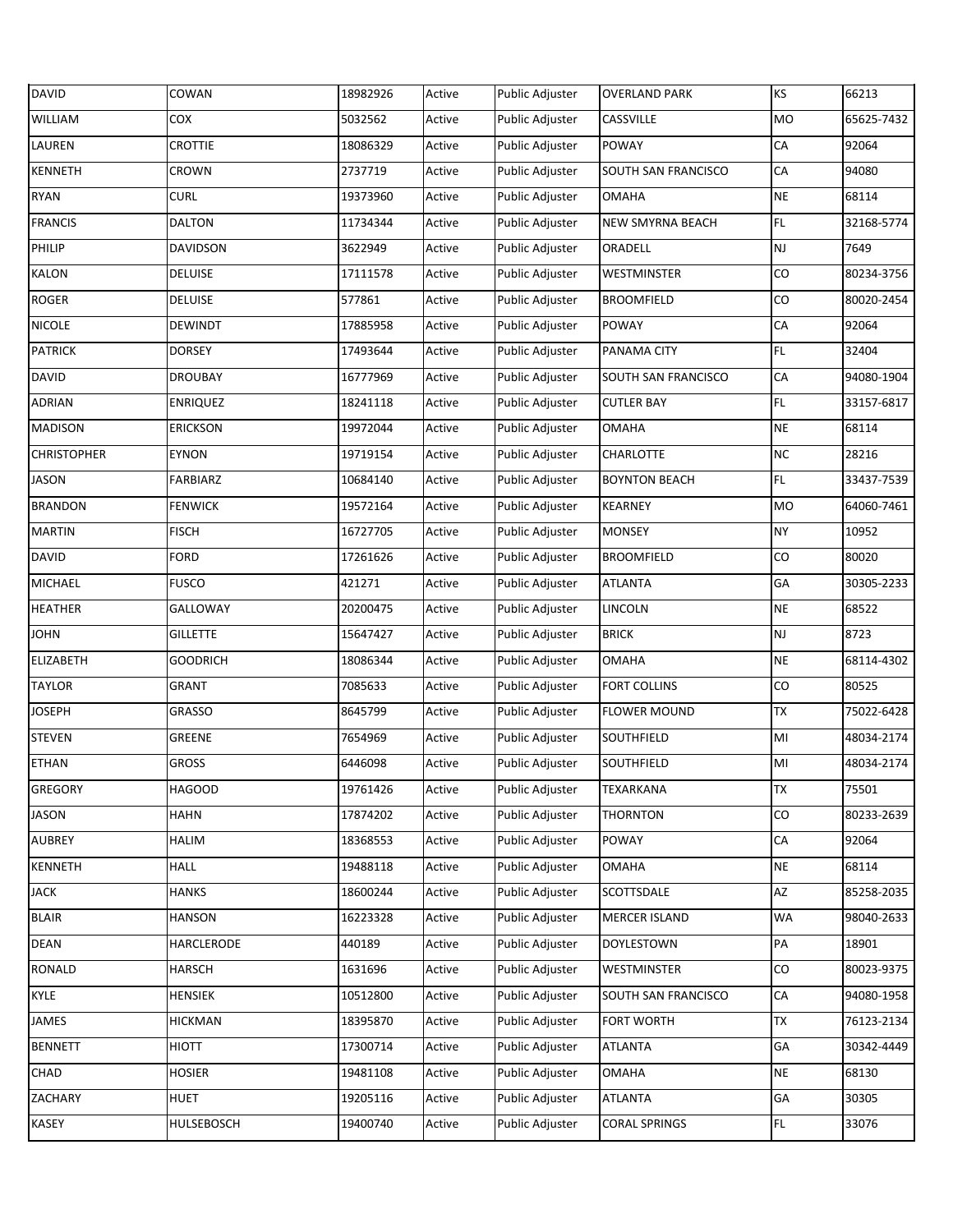| DAVID | COWAN | 18982926 | Active | Public Adjuster | OVERLAND PARK | KS | 66213 |
|---|---|---|---|---|---|---|---|
| WILLIAM | COX | 5032562 | Active | Public Adjuster | CASSVILLE | MO | 65625-7432 |
| LAUREN | CROTTIE | 18086329 | Active | Public Adjuster | POWAY | CA | 92064 |
| KENNETH | CROWN | 2737719 | Active | Public Adjuster | SOUTH SAN FRANCISCO | CA | 94080 |
| RYAN | CURL | 19373960 | Active | Public Adjuster | OMAHA | NE | 68114 |
| FRANCIS | DALTON | 11734344 | Active | Public Adjuster | NEW SMYRNA BEACH | FL | 32168-5774 |
| PHILIP | DAVIDSON | 3622949 | Active | Public Adjuster | ORADELL | NJ | 7649 |
| KALON | DELUISE | 17111578 | Active | Public Adjuster | WESTMINSTER | CO | 80234-3756 |
| ROGER | DELUISE | 577861 | Active | Public Adjuster | BROOMFIELD | CO | 80020-2454 |
| NICOLE | DEWINDT | 17885958 | Active | Public Adjuster | POWAY | CA | 92064 |
| PATRICK | DORSEY | 17493644 | Active | Public Adjuster | PANAMA CITY | FL | 32404 |
| DAVID | DROUBAY | 16777969 | Active | Public Adjuster | SOUTH SAN FRANCISCO | CA | 94080-1904 |
| ADRIAN | ENRIQUEZ | 18241118 | Active | Public Adjuster | CUTLER BAY | FL | 33157-6817 |
| MADISON | ERICKSON | 19972044 | Active | Public Adjuster | OMAHA | NE | 68114 |
| CHRISTOPHER | EYNON | 19719154 | Active | Public Adjuster | CHARLOTTE | NC | 28216 |
| JASON | FARBIARZ | 10684140 | Active | Public Adjuster | BOYNTON BEACH | FL | 33437-7539 |
| BRANDON | FENWICK | 19572164 | Active | Public Adjuster | KEARNEY | MO | 64060-7461 |
| MARTIN | FISCH | 16727705 | Active | Public Adjuster | MONSEY | NY | 10952 |
| DAVID | FORD | 17261626 | Active | Public Adjuster | BROOMFIELD | CO | 80020 |
| MICHAEL | FUSCO | 421271 | Active | Public Adjuster | ATLANTA | GA | 30305-2233 |
| HEATHER | GALLOWAY | 20200475 | Active | Public Adjuster | LINCOLN | NE | 68522 |
| JOHN | GILLETTE | 15647427 | Active | Public Adjuster | BRICK | NJ | 8723 |
| ELIZABETH | GOODRICH | 18086344 | Active | Public Adjuster | OMAHA | NE | 68114-4302 |
| TAYLOR | GRANT | 7085633 | Active | Public Adjuster | FORT COLLINS | CO | 80525 |
| JOSEPH | GRASSO | 8645799 | Active | Public Adjuster | FLOWER MOUND | TX | 75022-6428 |
| STEVEN | GREENE | 7654969 | Active | Public Adjuster | SOUTHFIELD | MI | 48034-2174 |
| ETHAN | GROSS | 6446098 | Active | Public Adjuster | SOUTHFIELD | MI | 48034-2174 |
| GREGORY | HAGOOD | 19761426 | Active | Public Adjuster | TEXARKANA | TX | 75501 |
| JASON | HAHN | 17874202 | Active | Public Adjuster | THORNTON | CO | 80233-2639 |
| AUBREY | HALIM | 18368553 | Active | Public Adjuster | POWAY | CA | 92064 |
| KENNETH | HALL | 19488118 | Active | Public Adjuster | OMAHA | NE | 68114 |
| JACK | HANKS | 18600244 | Active | Public Adjuster | SCOTTSDALE | AZ | 85258-2035 |
| BLAIR | HANSON | 16223328 | Active | Public Adjuster | MERCER ISLAND | WA | 98040-2633 |
| DEAN | HARCLERODE | 440189 | Active | Public Adjuster | DOYLESTOWN | PA | 18901 |
| RONALD | HARSCH | 1631696 | Active | Public Adjuster | WESTMINSTER | CO | 80023-9375 |
| KYLE | HENSIEK | 10512800 | Active | Public Adjuster | SOUTH SAN FRANCISCO | CA | 94080-1958 |
| JAMES | HICKMAN | 18395870 | Active | Public Adjuster | FORT WORTH | TX | 76123-2134 |
| BENNETT | HIOTT | 17300714 | Active | Public Adjuster | ATLANTA | GA | 30342-4449 |
| CHAD | HOSIER | 19481108 | Active | Public Adjuster | OMAHA | NE | 68130 |
| ZACHARY | HUET | 19205116 | Active | Public Adjuster | ATLANTA | GA | 30305 |
| KASEY | HULSEBOSCH | 19400740 | Active | Public Adjuster | CORAL SPRINGS | FL | 33076 |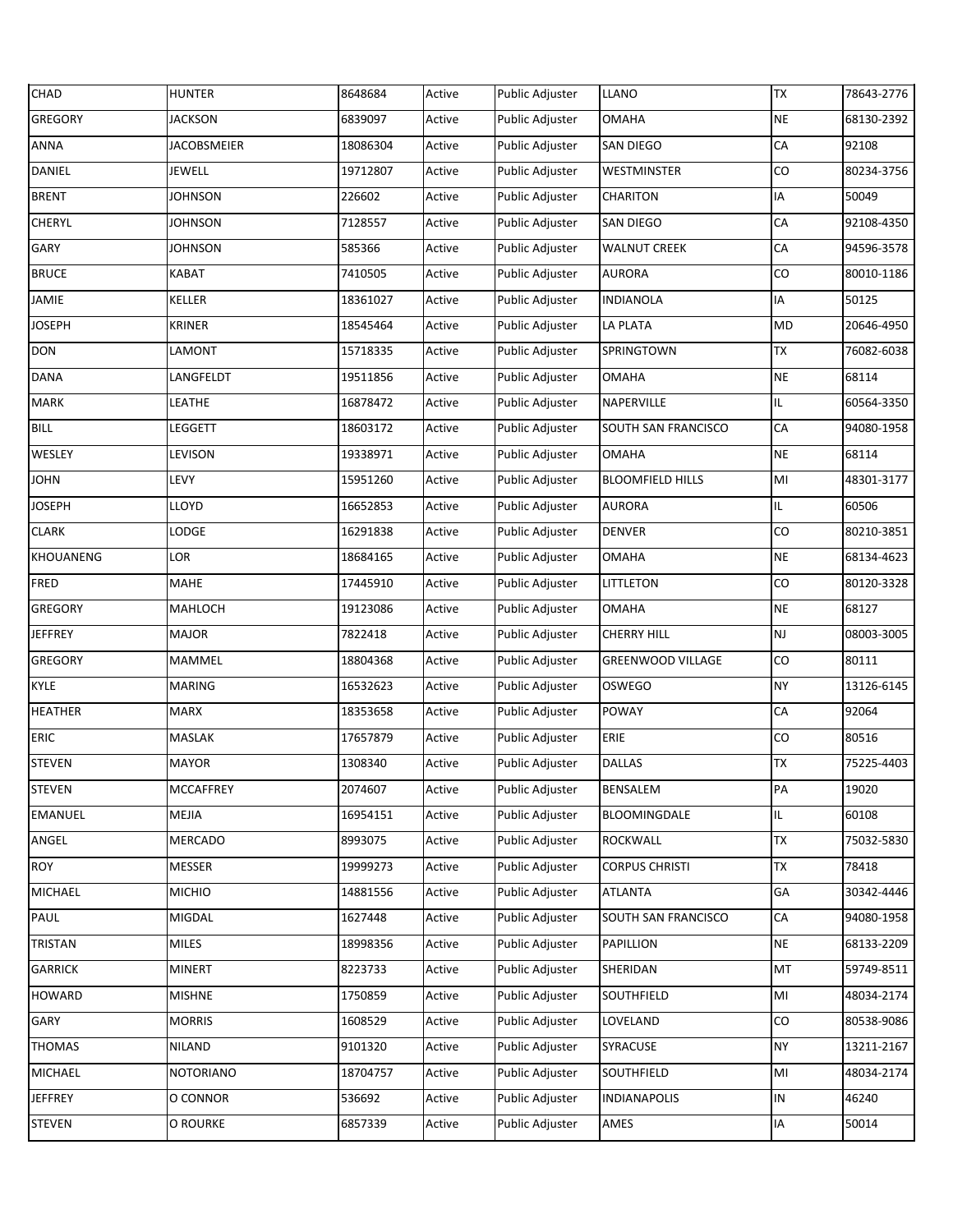| | | | | | | | |
|---|---|---|---|---|---|---|---|
| CHAD | HUNTER | 8648684 | Active | Public Adjuster | LLANO | TX | 78643-2776 |
| GREGORY | JACKSON | 6839097 | Active | Public Adjuster | OMAHA | NE | 68130-2392 |
| ANNA | JACOBSMEIER | 18086304 | Active | Public Adjuster | SAN DIEGO | CA | 92108 |
| DANIEL | JEWELL | 19712807 | Active | Public Adjuster | WESTMINSTER | CO | 80234-3756 |
| BRENT | JOHNSON | 226602 | Active | Public Adjuster | CHARITON | IA | 50049 |
| CHERYL | JOHNSON | 7128557 | Active | Public Adjuster | SAN DIEGO | CA | 92108-4350 |
| GARY | JOHNSON | 585366 | Active | Public Adjuster | WALNUT CREEK | CA | 94596-3578 |
| BRUCE | KABAT | 7410505 | Active | Public Adjuster | AURORA | CO | 80010-1186 |
| JAMIE | KELLER | 18361027 | Active | Public Adjuster | INDIANOLA | IA | 50125 |
| JOSEPH | KRINER | 18545464 | Active | Public Adjuster | LA PLATA | MD | 20646-4950 |
| DON | LAMONT | 15718335 | Active | Public Adjuster | SPRINGTOWN | TX | 76082-6038 |
| DANA | LANGFELDT | 19511856 | Active | Public Adjuster | OMAHA | NE | 68114 |
| MARK | LEATHE | 16878472 | Active | Public Adjuster | NAPERVILLE | IL | 60564-3350 |
| BILL | LEGGETT | 18603172 | Active | Public Adjuster | SOUTH SAN FRANCISCO | CA | 94080-1958 |
| WESLEY | LEVISON | 19338971 | Active | Public Adjuster | OMAHA | NE | 68114 |
| JOHN | LEVY | 15951260 | Active | Public Adjuster | BLOOMFIELD HILLS | MI | 48301-3177 |
| JOSEPH | LLOYD | 16652853 | Active | Public Adjuster | AURORA | IL | 60506 |
| CLARK | LODGE | 16291838 | Active | Public Adjuster | DENVER | CO | 80210-3851 |
| KHOUANENG | LOR | 18684165 | Active | Public Adjuster | OMAHA | NE | 68134-4623 |
| FRED | MAHE | 17445910 | Active | Public Adjuster | LITTLETON | CO | 80120-3328 |
| GREGORY | MAHLOCH | 19123086 | Active | Public Adjuster | OMAHA | NE | 68127 |
| JEFFREY | MAJOR | 7822418 | Active | Public Adjuster | CHERRY HILL | NJ | 08003-3005 |
| GREGORY | MAMMEL | 18804368 | Active | Public Adjuster | GREENWOOD VILLAGE | CO | 80111 |
| KYLE | MARING | 16532623 | Active | Public Adjuster | OSWEGO | NY | 13126-6145 |
| HEATHER | MARX | 18353658 | Active | Public Adjuster | POWAY | CA | 92064 |
| ERIC | MASLAK | 17657879 | Active | Public Adjuster | ERIE | CO | 80516 |
| STEVEN | MAYOR | 1308340 | Active | Public Adjuster | DALLAS | TX | 75225-4403 |
| STEVEN | MCCAFFREY | 2074607 | Active | Public Adjuster | BENSALEM | PA | 19020 |
| EMANUEL | MEJIA | 16954151 | Active | Public Adjuster | BLOOMINGDALE | IL | 60108 |
| ANGEL | MERCADO | 8993075 | Active | Public Adjuster | ROCKWALL | TX | 75032-5830 |
| ROY | MESSER | 19999273 | Active | Public Adjuster | CORPUS CHRISTI | TX | 78418 |
| MICHAEL | MICHIO | 14881556 | Active | Public Adjuster | ATLANTA | GA | 30342-4446 |
| PAUL | MIGDAL | 1627448 | Active | Public Adjuster | SOUTH SAN FRANCISCO | CA | 94080-1958 |
| TRISTAN | MILES | 18998356 | Active | Public Adjuster | PAPILLION | NE | 68133-2209 |
| GARRICK | MINERT | 8223733 | Active | Public Adjuster | SHERIDAN | MT | 59749-8511 |
| HOWARD | MISHNE | 1750859 | Active | Public Adjuster | SOUTHFIELD | MI | 48034-2174 |
| GARY | MORRIS | 1608529 | Active | Public Adjuster | LOVELAND | CO | 80538-9086 |
| THOMAS | NILAND | 9101320 | Active | Public Adjuster | SYRACUSE | NY | 13211-2167 |
| MICHAEL | NOTORIANO | 18704757 | Active | Public Adjuster | SOUTHFIELD | MI | 48034-2174 |
| JEFFREY | O CONNOR | 536692 | Active | Public Adjuster | INDIANAPOLIS | IN | 46240 |
| STEVEN | O ROURKE | 6857339 | Active | Public Adjuster | AMES | IA | 50014 |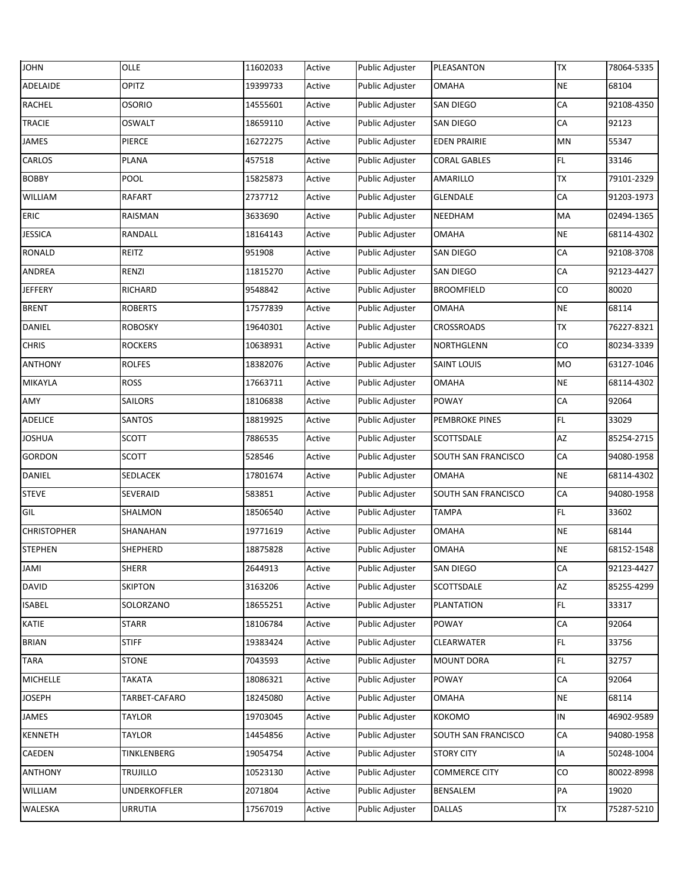| | | | | | | | |
|---|---|---|---|---|---|---|---|
| JOHN | OLLE | 11602033 | Active | Public Adjuster | PLEASANTON | TX | 78064-5335 |
| ADELAIDE | OPITZ | 19399733 | Active | Public Adjuster | OMAHA | NE | 68104 |
| RACHEL | OSORIO | 14555601 | Active | Public Adjuster | SAN DIEGO | CA | 92108-4350 |
| TRACIE | OSWALT | 18659110 | Active | Public Adjuster | SAN DIEGO | CA | 92123 |
| JAMES | PIERCE | 16272275 | Active | Public Adjuster | EDEN PRAIRIE | MN | 55347 |
| CARLOS | PLANA | 457518 | Active | Public Adjuster | CORAL GABLES | FL | 33146 |
| BOBBY | POOL | 15825873 | Active | Public Adjuster | AMARILLO | TX | 79101-2329 |
| WILLIAM | RAFART | 2737712 | Active | Public Adjuster | GLENDALE | CA | 91203-1973 |
| ERIC | RAISMAN | 3633690 | Active | Public Adjuster | NEEDHAM | MA | 02494-1365 |
| JESSICA | RANDALL | 18164143 | Active | Public Adjuster | OMAHA | NE | 68114-4302 |
| RONALD | REITZ | 951908 | Active | Public Adjuster | SAN DIEGO | CA | 92108-3708 |
| ANDREA | RENZI | 11815270 | Active | Public Adjuster | SAN DIEGO | CA | 92123-4427 |
| JEFFERY | RICHARD | 9548842 | Active | Public Adjuster | BROOMFIELD | CO | 80020 |
| BRENT | ROBERTS | 17577839 | Active | Public Adjuster | OMAHA | NE | 68114 |
| DANIEL | ROBOSKY | 19640301 | Active | Public Adjuster | CROSSROADS | TX | 76227-8321 |
| CHRIS | ROCKERS | 10638931 | Active | Public Adjuster | NORTHGLENN | CO | 80234-3339 |
| ANTHONY | ROLFES | 18382076 | Active | Public Adjuster | SAINT LOUIS | MO | 63127-1046 |
| MIKAYLA | ROSS | 17663711 | Active | Public Adjuster | OMAHA | NE | 68114-4302 |
| AMY | SAILORS | 18106838 | Active | Public Adjuster | POWAY | CA | 92064 |
| ADELICE | SANTOS | 18819925 | Active | Public Adjuster | PEMBROKE PINES | FL | 33029 |
| JOSHUA | SCOTT | 7886535 | Active | Public Adjuster | SCOTTSDALE | AZ | 85254-2715 |
| GORDON | SCOTT | 528546 | Active | Public Adjuster | SOUTH SAN FRANCISCO | CA | 94080-1958 |
| DANIEL | SEDLACEK | 17801674 | Active | Public Adjuster | OMAHA | NE | 68114-4302 |
| STEVE | SEVERAID | 583851 | Active | Public Adjuster | SOUTH SAN FRANCISCO | CA | 94080-1958 |
| GIL | SHALMON | 18506540 | Active | Public Adjuster | TAMPA | FL | 33602 |
| CHRISTOPHER | SHANAHAN | 19771619 | Active | Public Adjuster | OMAHA | NE | 68144 |
| STEPHEN | SHEPHERD | 18875828 | Active | Public Adjuster | OMAHA | NE | 68152-1548 |
| JAMI | SHERR | 2644913 | Active | Public Adjuster | SAN DIEGO | CA | 92123-4427 |
| DAVID | SKIPTON | 3163206 | Active | Public Adjuster | SCOTTSDALE | AZ | 85255-4299 |
| ISABEL | SOLORZANO | 18655251 | Active | Public Adjuster | PLANTATION | FL | 33317 |
| KATIE | STARR | 18106784 | Active | Public Adjuster | POWAY | CA | 92064 |
| BRIAN | STIFF | 19383424 | Active | Public Adjuster | CLEARWATER | FL | 33756 |
| TARA | STONE | 7043593 | Active | Public Adjuster | MOUNT DORA | FL | 32757 |
| MICHELLE | TAKATA | 18086321 | Active | Public Adjuster | POWAY | CA | 92064 |
| JOSEPH | TARBET-CAFARO | 18245080 | Active | Public Adjuster | OMAHA | NE | 68114 |
| JAMES | TAYLOR | 19703045 | Active | Public Adjuster | KOKOMO | IN | 46902-9589 |
| KENNETH | TAYLOR | 14454856 | Active | Public Adjuster | SOUTH SAN FRANCISCO | CA | 94080-1958 |
| CAEDEN | TINKLENBERG | 19054754 | Active | Public Adjuster | STORY CITY | IA | 50248-1004 |
| ANTHONY | TRUJILLO | 10523130 | Active | Public Adjuster | COMMERCE CITY | CO | 80022-8998 |
| WILLIAM | UNDERKOFFLER | 2071804 | Active | Public Adjuster | BENSALEM | PA | 19020 |
| WALESKA | URRUTIA | 17567019 | Active | Public Adjuster | DALLAS | TX | 75287-5210 |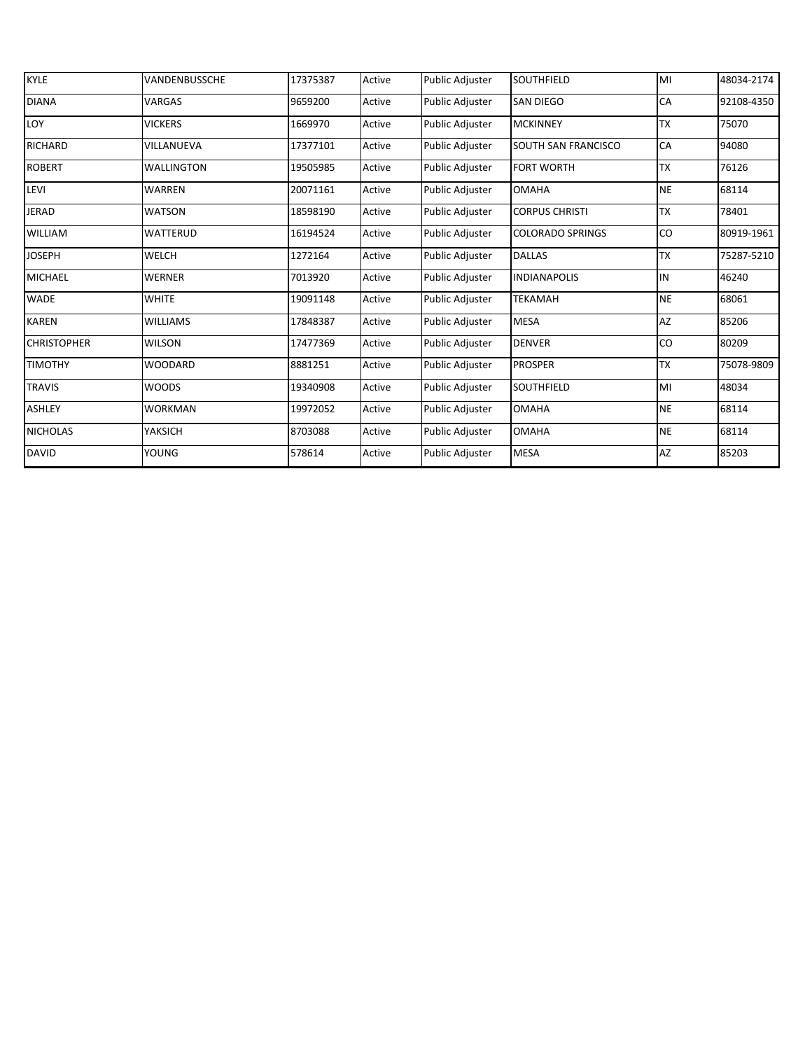| | | | | | | | |
|---|---|---|---|---|---|---|---|
| KYLE | VANDENBUSSCHE | 17375387 | Active | Public Adjuster | SOUTHFIELD | MI | 48034-2174 |
| DIANA | VARGAS | 9659200 | Active | Public Adjuster | SAN DIEGO | CA | 92108-4350 |
| LOY | VICKERS | 1669970 | Active | Public Adjuster | MCKINNEY | TX | 75070 |
| RICHARD | VILLANUEVA | 17377101 | Active | Public Adjuster | SOUTH SAN FRANCISCO | CA | 94080 |
| ROBERT | WALLINGTON | 19505985 | Active | Public Adjuster | FORT WORTH | TX | 76126 |
| LEVI | WARREN | 20071161 | Active | Public Adjuster | OMAHA | NE | 68114 |
| JERAD | WATSON | 18598190 | Active | Public Adjuster | CORPUS CHRISTI | TX | 78401 |
| WILLIAM | WATTERUD | 16194524 | Active | Public Adjuster | COLORADO SPRINGS | CO | 80919-1961 |
| JOSEPH | WELCH | 1272164 | Active | Public Adjuster | DALLAS | TX | 75287-5210 |
| MICHAEL | WERNER | 7013920 | Active | Public Adjuster | INDIANAPOLIS | IN | 46240 |
| WADE | WHITE | 19091148 | Active | Public Adjuster | TEKAMAH | NE | 68061 |
| KAREN | WILLIAMS | 17848387 | Active | Public Adjuster | MESA | AZ | 85206 |
| CHRISTOPHER | WILSON | 17477369 | Active | Public Adjuster | DENVER | CO | 80209 |
| TIMOTHY | WOODARD | 8881251 | Active | Public Adjuster | PROSPER | TX | 75078-9809 |
| TRAVIS | WOODS | 19340908 | Active | Public Adjuster | SOUTHFIELD | MI | 48034 |
| ASHLEY | WORKMAN | 19972052 | Active | Public Adjuster | OMAHA | NE | 68114 |
| NICHOLAS | YAKSICH | 8703088 | Active | Public Adjuster | OMAHA | NE | 68114 |
| DAVID | YOUNG | 578614 | Active | Public Adjuster | MESA | AZ | 85203 |